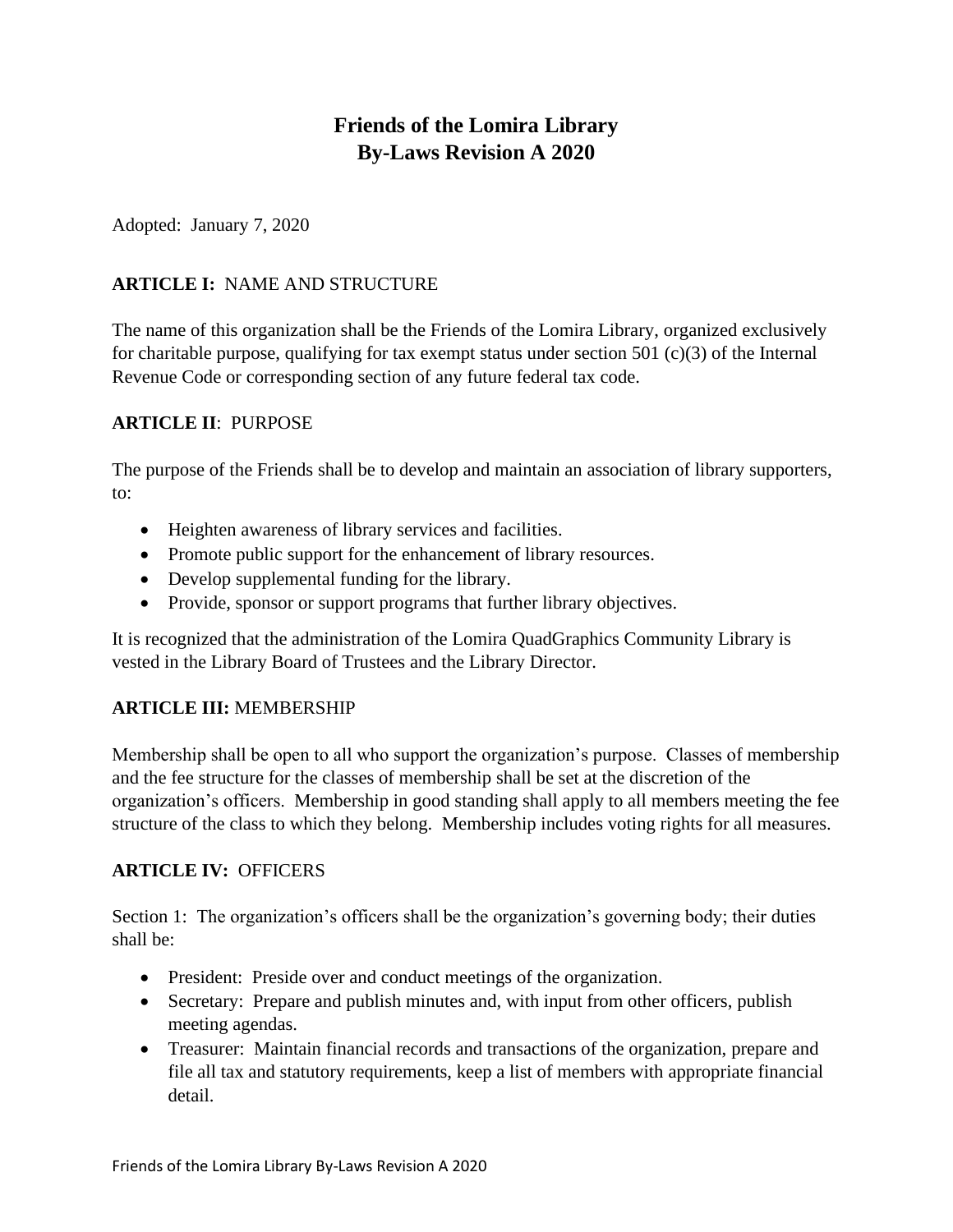# Friends of the Lomira Library
# By-Laws Revision A 2020

Adopted: January 7, 2020

**ARTICLE I:** NAME AND STRUCTURE

The name of this organization shall be the Friends of the Lomira Library, organized exclusively for charitable purpose, qualifying for tax exempt status under section 501 (c)(3) of the Internal Revenue Code or corresponding section of any future federal tax code.

**ARTICLE II**: PURPOSE

The purpose of the Friends shall be to develop and maintain an association of library supporters, to:

- Heighten awareness of library services and facilities.
- Promote public support for the enhancement of library resources.
- Develop supplemental funding for the library.
- Provide, sponsor or support programs that further library objectives.

It is recognized that the administration of the Lomira QuadGraphics Community Library is vested in the Library Board of Trustees and the Library Director.

**ARTICLE III:** MEMBERSHIP

Membership shall be open to all who support the organization's purpose. Classes of membership and the fee structure for the classes of membership shall be set at the discretion of the organization's officers. Membership in good standing shall apply to all members meeting the fee structure of the class to which they belong. Membership includes voting rights for all measures.

**ARTICLE IV:** OFFICERS

Section 1: The organization's officers shall be the organization's governing body; their duties shall be:

- President: Preside over and conduct meetings of the organization.
- Secretary: Prepare and publish minutes and, with input from other officers, publish meeting agendas.
- Treasurer: Maintain financial records and transactions of the organization, prepare and file all tax and statutory requirements, keep a list of members with appropriate financial detail.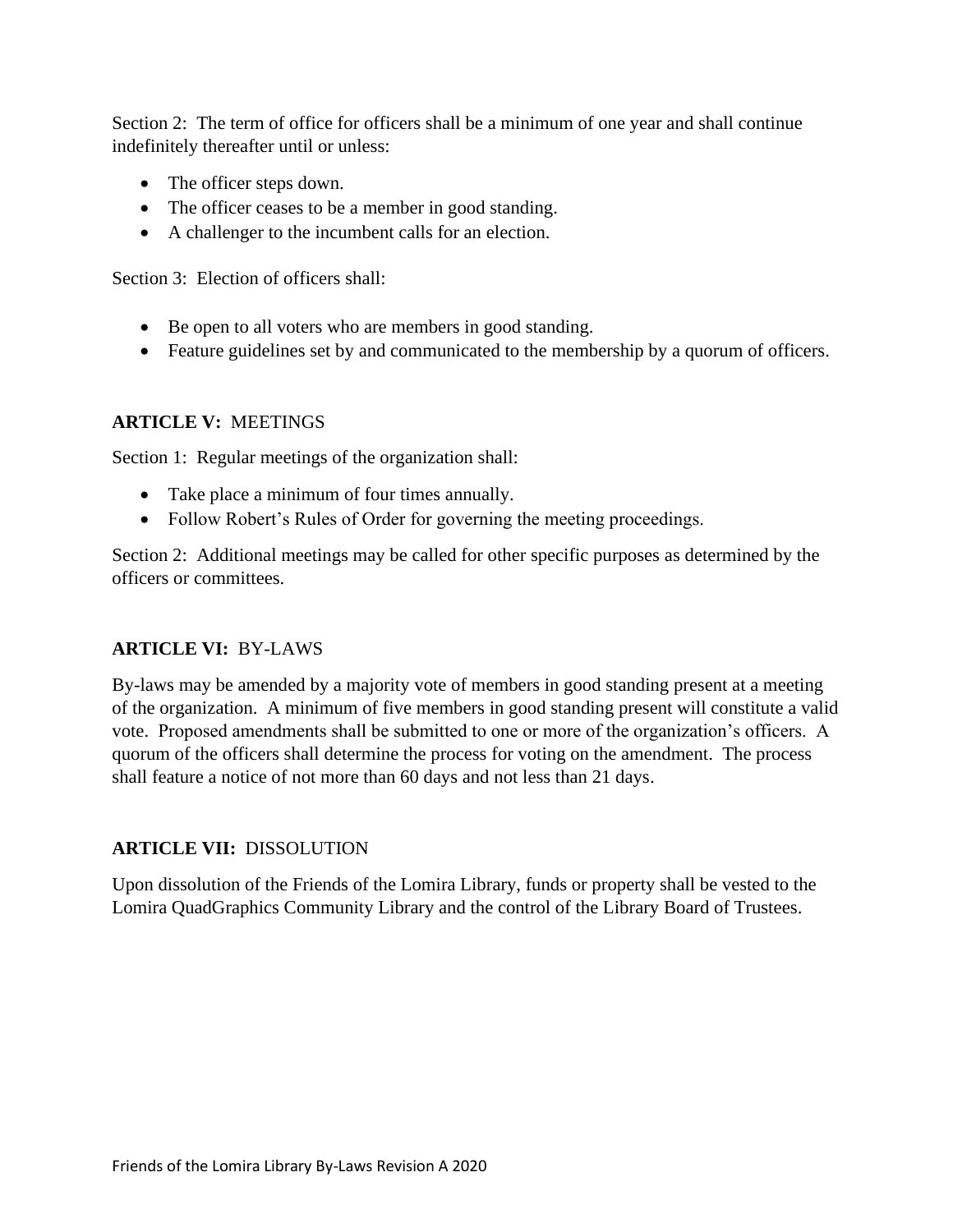Section 2: The term of office for officers shall be a minimum of one year and shall continue indefinitely thereafter until or unless:

- The officer steps down.
- The officer ceases to be a member in good standing.
- A challenger to the incumbent calls for an election.

Section 3: Election of officers shall:

- Be open to all voters who are members in good standing.
- Feature guidelines set by and communicated to the membership by a quorum of officers.

## ARTICLE V: MEETINGS

Section 1: Regular meetings of the organization shall:

- Take place a minimum of four times annually.
- Follow Robert's Rules of Order for governing the meeting proceedings.

Section 2: Additional meetings may be called for other specific purposes as determined by the officers or committees.

## ARTICLE VI: BY-LAWS

By-laws may be amended by a majority vote of members in good standing present at a meeting of the organization. A minimum of five members in good standing present will constitute a valid vote. Proposed amendments shall be submitted to one or more of the organization's officers. A quorum of the officers shall determine the process for voting on the amendment. The process shall feature a notice of not more than 60 days and not less than 21 days.

## ARTICLE VII: DISSOLUTION

Upon dissolution of the Friends of the Lomira Library, funds or property shall be vested to the Lomira QuadGraphics Community Library and the control of the Library Board of Trustees.